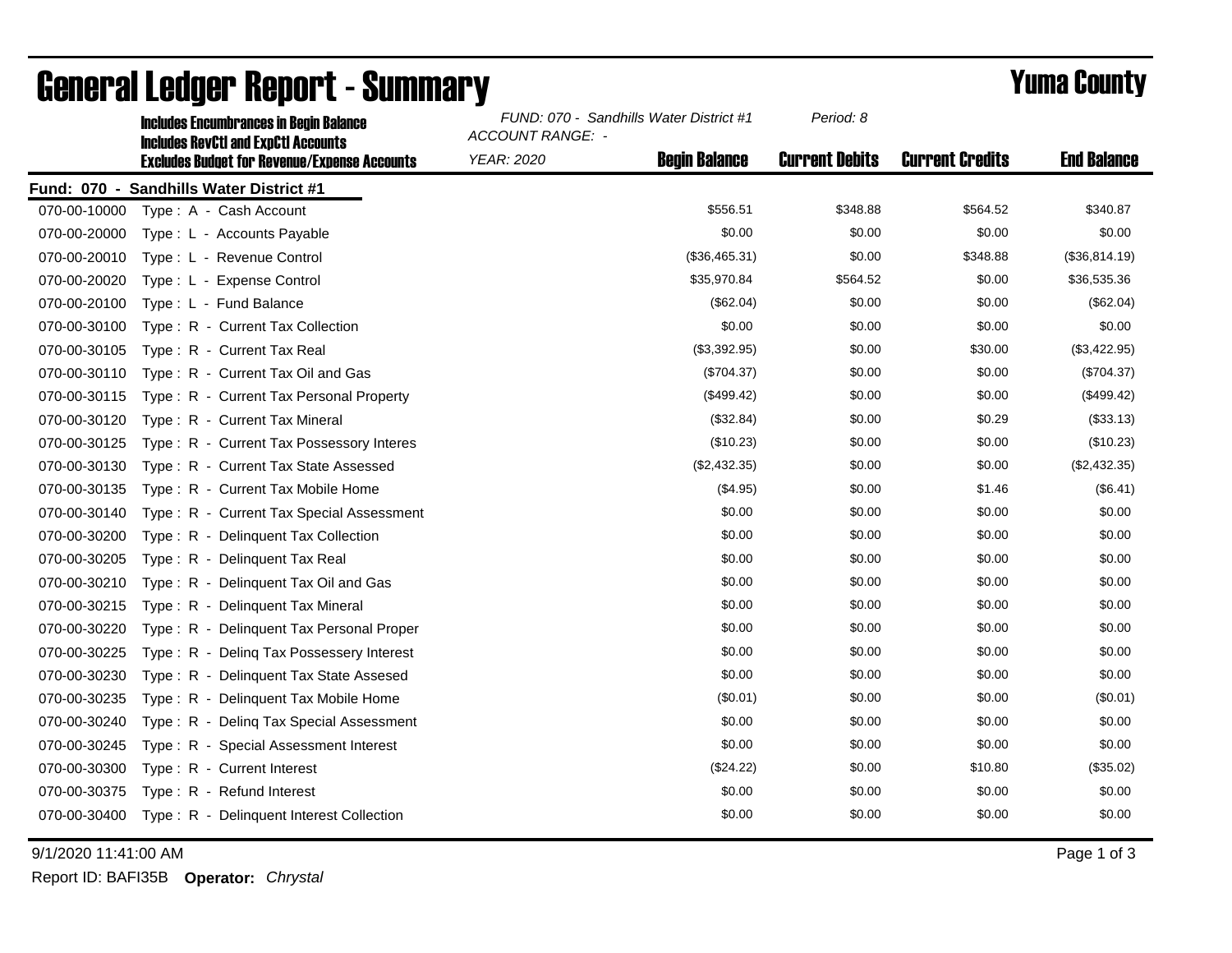# General Ledger Report - Summary

**Yuma County**

**Includes Encumbrances in Begin Balance**
**Includes RevCtl and ExpCtl Accounts**
**Excludes Budget for Revenue/Expense Accounts**

*FUND: 070 - Sandhills Water District #1*
*ACCOUNT RANGE: -*
*YEAR: 2020*
*Period: 8*

**Fund: 070 - Sandhills Water District #1**

| Account | Description | Begin Balance | Current Debits | Current Credits | End Balance |
|---|---|---|---|---|---|
| 070-00-10000 | Type : A - Cash Account | $556.51 | $348.88 | $564.52 | $340.87 |
| 070-00-20000 | Type : L - Accounts Payable | $0.00 | $0.00 | $0.00 | $0.00 |
| 070-00-20010 | Type : L - Revenue Control | ($36,465.31) | $0.00 | $348.88 | ($36,814.19) |
| 070-00-20020 | Type : L - Expense Control | $35,970.84 | $564.52 | $0.00 | $36,535.36 |
| 070-00-20100 | Type : L - Fund Balance | ($62.04) | $0.00 | $0.00 | ($62.04) |
| 070-00-30100 | Type : R - Current Tax Collection | $0.00 | $0.00 | $0.00 | $0.00 |
| 070-00-30105 | Type : R - Current Tax Real | ($3,392.95) | $0.00 | $30.00 | ($3,422.95) |
| 070-00-30110 | Type : R - Current Tax Oil and Gas | ($704.37) | $0.00 | $0.00 | ($704.37) |
| 070-00-30115 | Type : R - Current Tax Personal Property | ($499.42) | $0.00 | $0.00 | ($499.42) |
| 070-00-30120 | Type : R - Current Tax Mineral | ($32.84) | $0.00 | $0.29 | ($33.13) |
| 070-00-30125 | Type : R - Current Tax Possessory Interes | ($10.23) | $0.00 | $0.00 | ($10.23) |
| 070-00-30130 | Type : R - Current Tax State Assessed | ($2,432.35) | $0.00 | $0.00 | ($2,432.35) |
| 070-00-30135 | Type : R - Current Tax Mobile Home | ($4.95) | $0.00 | $1.46 | ($6.41) |
| 070-00-30140 | Type : R - Current Tax Special Assessment | $0.00 | $0.00 | $0.00 | $0.00 |
| 070-00-30200 | Type : R - Delinquent Tax Collection | $0.00 | $0.00 | $0.00 | $0.00 |
| 070-00-30205 | Type : R - Delinquent Tax Real | $0.00 | $0.00 | $0.00 | $0.00 |
| 070-00-30210 | Type : R - Delinquent Tax Oil and Gas | $0.00 | $0.00 | $0.00 | $0.00 |
| 070-00-30215 | Type : R - Delinquent Tax Mineral | $0.00 | $0.00 | $0.00 | $0.00 |
| 070-00-30220 | Type : R - Delinquent Tax Personal Proper | $0.00 | $0.00 | $0.00 | $0.00 |
| 070-00-30225 | Type : R - Delinq Tax Possessery Interest | $0.00 | $0.00 | $0.00 | $0.00 |
| 070-00-30230 | Type : R - Delinquent Tax State Assesed | $0.00 | $0.00 | $0.00 | $0.00 |
| 070-00-30235 | Type : R - Delinquent Tax Mobile Home | ($0.01) | $0.00 | $0.00 | ($0.01) |
| 070-00-30240 | Type : R - Delinq Tax Special Assessment | $0.00 | $0.00 | $0.00 | $0.00 |
| 070-00-30245 | Type : R - Special Assessment Interest | $0.00 | $0.00 | $0.00 | $0.00 |
| 070-00-30300 | Type : R - Current Interest | ($24.22) | $0.00 | $10.80 | ($35.02) |
| 070-00-30375 | Type : R - Refund Interest | $0.00 | $0.00 | $0.00 | $0.00 |
| 070-00-30400 | Type : R - Delinquent Interest Collection | $0.00 | $0.00 | $0.00 | $0.00 |

9/1/2020 11:41:00 AM

Report ID: BAFI35B **Operator:** *Chrystal*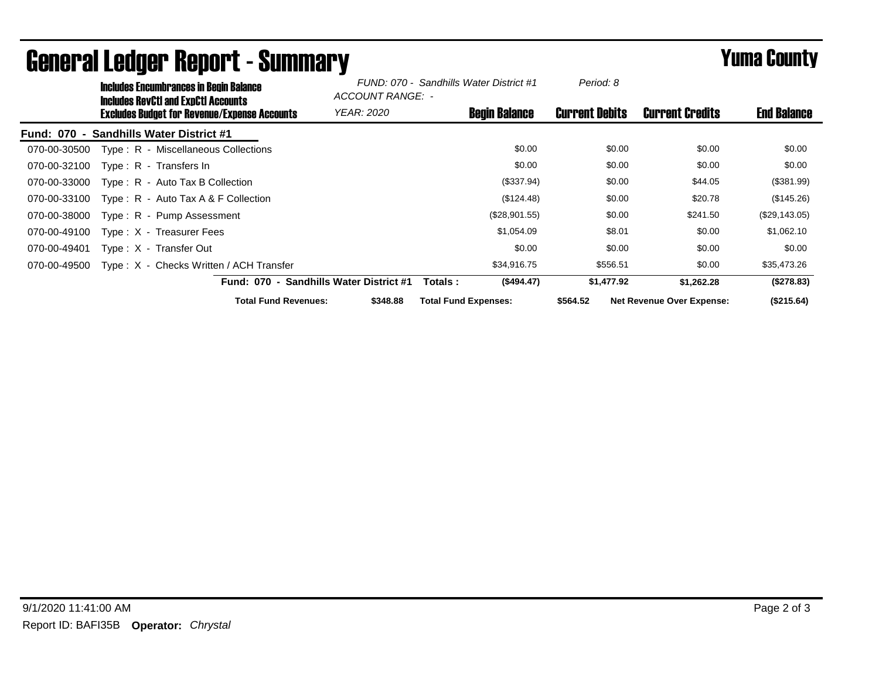# General Ledger Report - Summary

**Yuma County**

**Includes Encumbrances in Begin Balance**
**Includes RevCtl and ExpCtl Accounts**
**Excludes Budget for Revenue/Expense Accounts**

*FUND: 070 - Sandhills Water District #1*
*ACCOUNT RANGE: -*
*YEAR: 2020*
*Period: 8*

| | | Begin Balance | Current Debits | Current Credits | End Balance |
|---|---|---|---|---|---|
| **Fund: 070 - Sandhills Water District #1** | | | | | |
| 070-00-30500 | Type : R - Miscellaneous Collections | $0.00 | $0.00 | $0.00 | $0.00 |
| 070-00-32100 | Type : R - Transfers In | $0.00 | $0.00 | $0.00 | $0.00 |
| 070-00-33000 | Type : R - Auto Tax B Collection | ($337.94) | $0.00 | $44.05 | ($381.99) |
| 070-00-33100 | Type : R - Auto Tax A & F Collection | ($124.48) | $0.00 | $20.78 | ($145.26) |
| 070-00-38000 | Type : R - Pump Assessment | ($28,901.55) | $0.00 | $241.50 | ($29,143.05) |
| 070-00-49100 | Type : X - Treasurer Fees | $1,054.09 | $8.01 | $0.00 | $1,062.10 |
| 070-00-49401 | Type : X - Transfer Out | $0.00 | $0.00 | $0.00 | $0.00 |
| 070-00-49500 | Type : X - Checks Written / ACH Transfer | $34,916.75 | $556.51 | $0.00 | $35,473.26 |
| | **Fund: 070 - Sandhills Water District #1 Totals :** | **($494.47)** | **$1,477.92** | **$1,262.28** | **($278.83)** |

**Total Fund Revenues:** **$348.88** **Total Fund Expenses:** **$564.52** **Net Revenue Over Expense:** **($215.64)**

9/1/2020 11:41:00 AM

Report ID: BAFI35B **Operator:** *Chrystal*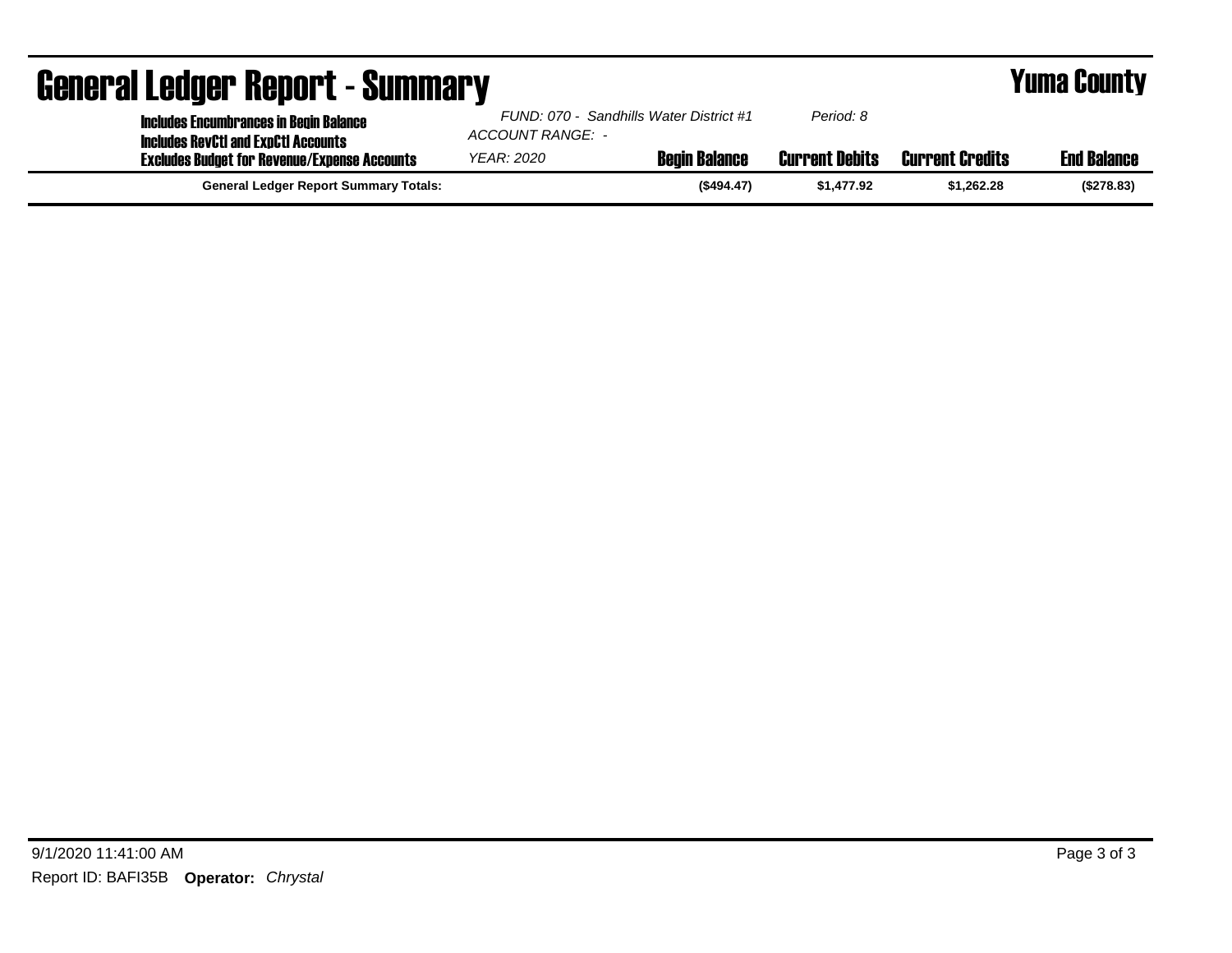# General Ledger Report - Summary

**Yuma County**

**Includes Encumbrances in Begin Balance**
**Includes RevCtl and ExpCtl Accounts**
**Excludes Budget for Revenue/Expense Accounts**

*FUND: 070 - Sandhills Water District #1*
*ACCOUNT RANGE: -*
*YEAR: 2020*
*Period: 8*

| | Begin Balance | Current Debits | Current Credits | End Balance |
|---|---|---|---|---|
| **General Ledger Report Summary Totals:** | **($494.47)** | **$1,477.92** | **$1,262.28** | **($278.83)** |

9/1/2020 11:41:00 AM

Report ID: BAFI35B **Operator:** *Chrystal*